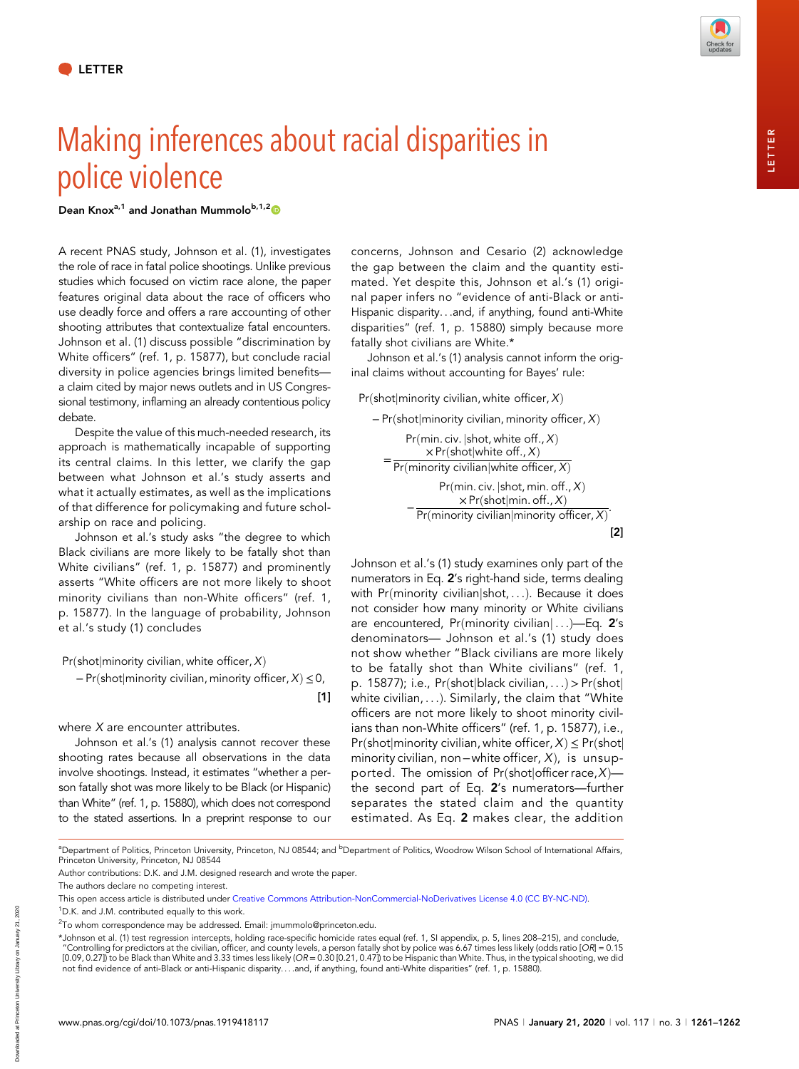LETTER

# Making inferences about racial disparities in police violence

**Dean Knox**[a,1] **and Jonathan Mummolo**[b,1,2]

A recent PNAS study, Johnson et al. (1), investigates the role of race in fatal police shootings. Unlike previous studies which focused on victim race alone, the paper features original data about the race of officers who use deadly force and offers a rare accounting of other shooting attributes that contextualize fatal encounters. Johnson et al. (1) discuss possible "discrimination by White officers" (ref. 1, p. 15877), but conclude racial diversity in police agencies brings limited benefits—a claim cited by major news outlets and in US Congressional testimony, inflaming an already contentious policy debate.

Despite the value of this much-needed research, its approach is mathematically incapable of supporting its central claims. In this letter, we clarify the gap between what Johnson et al.'s study asserts and what it actually estimates, as well as the implications of that difference for policymaking and future scholarship on race and policing.

Johnson et al.'s study asks "the degree to which Black civilians are more likely to be fatally shot than White civilians" (ref. 1, p. 15877) and prominently asserts "White officers are not more likely to shoot minority civilians than non-White officers" (ref. 1, p. 15877). In the language of probability, Johnson et al.'s study (1) concludes

$$
\begin{aligned}
&\Pr(\text{shot}|\text{minority civilian, white officer}, X) \\
&\quad - \Pr(\text{shot}|\text{minority civilian, minority officer}, X) \leq 0,
\end{aligned}
\tag{1}
$$

where $X$ are encounter attributes.

Johnson et al.'s (1) analysis cannot recover these shooting rates because all observations in the data involve shootings. Instead, it estimates "whether a person fatally shot was more likely to be Black (or Hispanic) than White" (ref. 1, p. 15880), which does not correspond to the stated assertions. In a preprint response to our concerns, Johnson and Cesario (2) acknowledge the gap between the claim and the quantity estimated. Yet despite this, Johnson et al.'s (1) original paper infers no "evidence of anti-Black or anti-Hispanic disparity…and, if anything, found anti-White disparities" (ref. 1, p. 15880) simply because more fatally shot civilians are White.*

Johnson et al.'s (1) analysis cannot inform the original claims without accounting for Bayes' rule:

$$
\begin{aligned}
&\Pr(\text{shot}|\text{minority civilian, white officer}, X) \\
&\quad - \Pr(\text{shot}|\text{minority civilian, minority officer}, X) \\
&= \frac{\Pr(\text{min. civ.}\,|\text{shot, white off.}, X) \times \Pr(\text{shot}|\text{white off.}, X)}{\Pr(\text{minority civilian}|\text{white officer}, X)} \\
&\quad - \frac{\Pr(\text{min. civ.}\,|\text{shot, min. off.}, X) \times \Pr(\text{shot}|\text{min. off.}, X)}{\Pr(\text{minority civilian}|\text{minority officer}, X)}.
\end{aligned}
\tag{2}
$$

Johnson et al.'s (1) study examines only part of the numerators in Eq. **2**'s right-hand side, terms dealing with Pr(minority civilian|shot, …). Because it does not consider how many minority or White civilians are encountered, Pr(minority civilian|…)—Eq. **2**'s denominators— Johnson et al.'s (1) study does not show whether "Black civilians are more likely to be fatally shot than White civilians" (ref. 1, p. 15877); i.e., Pr(shot|black civilian, …) > Pr(shot|white civilian, …). Similarly, the claim that "White officers are not more likely to shoot minority civilians than non-White officers" (ref. 1, p. 15877), i.e., Pr(shot|minority civilian, white officer, $X$) ≤ Pr(shot|minority civilian, non−white officer, $X$), is unsupported. The omission of Pr(shot|officer race, $X$)—the second part of Eq. **2**'s numerators—further separates the stated claim and the quantity estimated. As Eq. **2** makes clear, the addition

[a]Department of Politics, Princeton University, Princeton, NJ 08544; and [b]Department of Politics, Woodrow Wilson School of International Affairs, Princeton University, Princeton, NJ 08544

Author contributions: D.K. and J.M. designed research and wrote the paper.

The authors declare no competing interest.

This open access article is distributed under Creative Commons Attribution-NonCommercial-NoDerivatives License 4.0 (CC BY-NC-ND).

[1]D.K. and J.M. contributed equally to this work.

[2]To whom correspondence may be addressed. Email: jmummolo@princeton.edu.

*Johnson et al. (1) test regression intercepts, holding race-specific homicide rates equal (ref. 1, SI appendix, p. 5, lines 208–215), and conclude, "Controlling for predictors at the civilian, officer, and county levels, a person fatally shot by police was 6.67 times less likely (odds ratio [$OR$] = 0.15 [0.09, 0.27]) to be Black than White and 3.33 times less likely ($OR$ = 0.30 [0.21, 0.47]) to be Hispanic than White. Thus, in the typical shooting, we did not find evidence of anti-Black or anti-Hispanic disparity….and, if anything, found anti-White disparities" (ref. 1, p. 15880).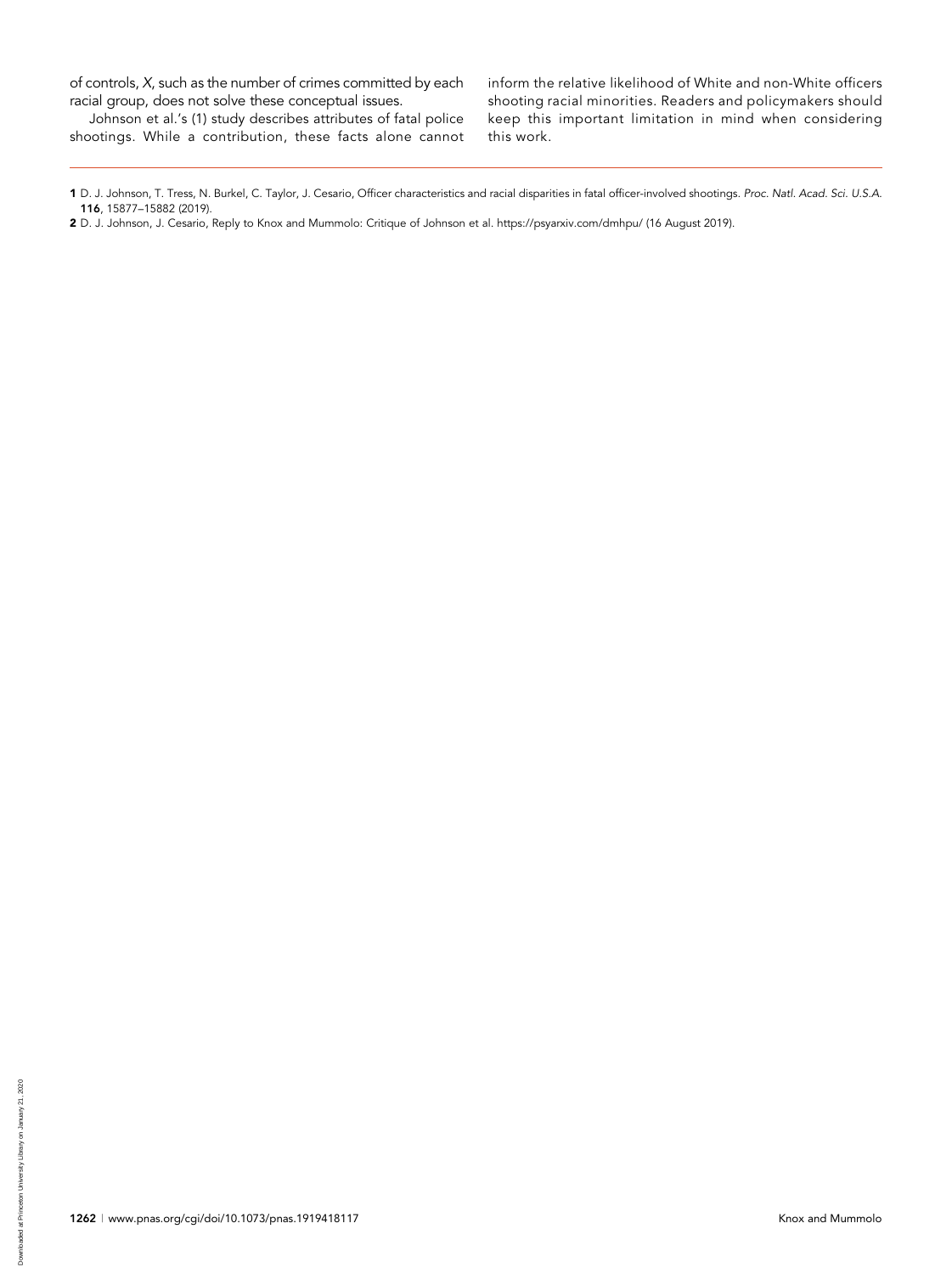of controls, $X$, such as the number of crimes committed by each racial group, does not solve these conceptual issues.

Johnson et al.'s (1) study describes attributes of fatal police shootings. While a contribution, these facts alone cannot inform the relative likelihood of White and non-White officers shooting racial minorities. Readers and policymakers should keep this important limitation in mind when considering this work.

---

**1** D. J. Johnson, T. Tress, N. Burkel, C. Taylor, J. Cesario, Officer characteristics and racial disparities in fatal officer-involved shootings. *Proc. Natl. Acad. Sci. U.S.A.* **116**, 15877–15882 (2019).

**2** D. J. Johnson, J. Cesario, Reply to Knox and Mummolo: Critique of Johnson et al. https://psyarxiv.com/dmhpu/ (16 August 2019).